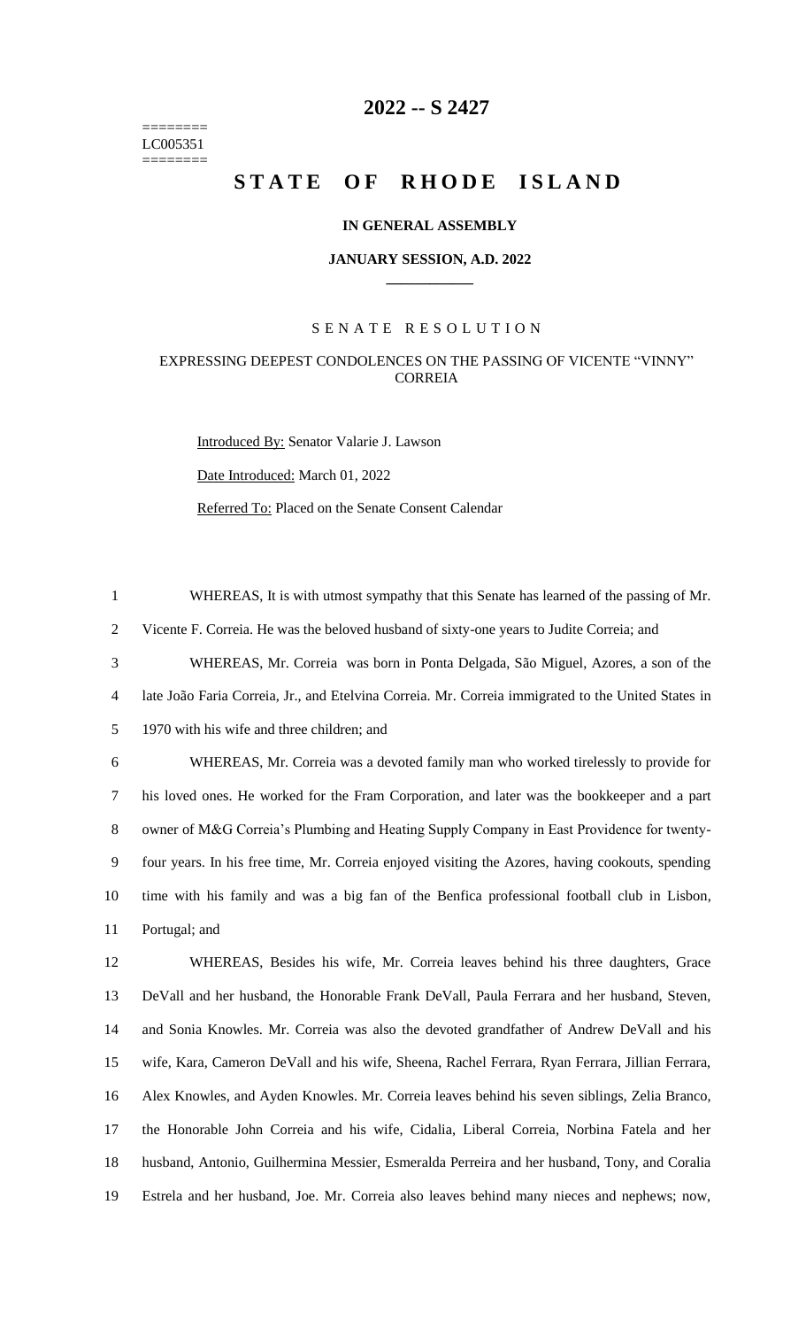# 2022 -- S 2427

========
LC005351
========

# STATE OF RHODE ISLAND

### IN GENERAL ASSEMBLY

### JANUARY SESSION, A.D. 2022

____________

SENATE RESOLUTION

EXPRESSING DEEPEST CONDOLENCES ON THE PASSING OF VICENTE "VINNY" CORREIA

Introduced By: Senator Valarie J. Lawson

Date Introduced: March 01, 2022

Referred To: Placed on the Senate Consent Calendar

WHEREAS, It is with utmost sympathy that this Senate has learned of the passing of Mr. Vicente F. Correia. He was the beloved husband of sixty-one years to Judite Correia; and

WHEREAS, Mr. Correia was born in Ponta Delgada, São Miguel, Azores, a son of the late João Faria Correia, Jr., and Etelvina Correia. Mr. Correia immigrated to the United States in 1970 with his wife and three children; and

WHEREAS, Mr. Correia was a devoted family man who worked tirelessly to provide for his loved ones. He worked for the Fram Corporation, and later was the bookkeeper and a part owner of M&G Correia's Plumbing and Heating Supply Company in East Providence for twenty-four years. In his free time, Mr. Correia enjoyed visiting the Azores, having cookouts, spending time with his family and was a big fan of the Benfica professional football club in Lisbon, Portugal; and

WHEREAS, Besides his wife, Mr. Correia leaves behind his three daughters, Grace DeVall and her husband, the Honorable Frank DeVall, Paula Ferrara and her husband, Steven, and Sonia Knowles. Mr. Correia was also the devoted grandfather of Andrew DeVall and his wife, Kara, Cameron DeVall and his wife, Sheena, Rachel Ferrara, Ryan Ferrara, Jillian Ferrara, Alex Knowles, and Ayden Knowles. Mr. Correia leaves behind his seven siblings, Zelia Branco, the Honorable John Correia and his wife, Cidalia, Liberal Correia, Norbina Fatela and her husband, Antonio, Guilhermina Messier, Esmeralda Perreira and her husband, Tony, and Coralia Estrela and her husband, Joe. Mr. Correia also leaves behind many nieces and nephews; now,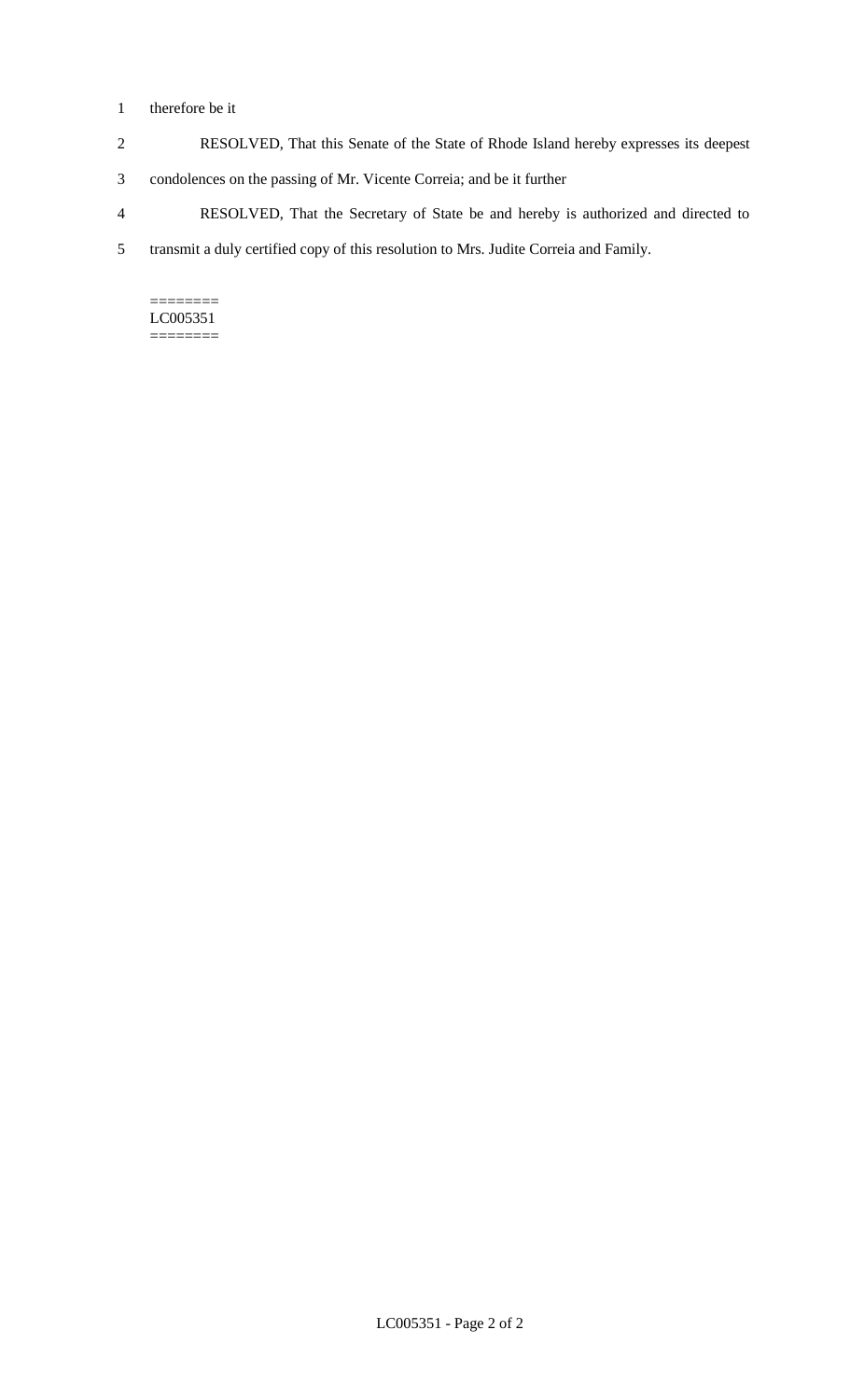therefore be it

RESOLVED, That this Senate of the State of Rhode Island hereby expresses its deepest condolences on the passing of Mr. Vicente Correia; and be it further

RESOLVED, That the Secretary of State be and hereby is authorized and directed to transmit a duly certified copy of this resolution to Mrs. Judite Correia and Family.

========
LC005351
========